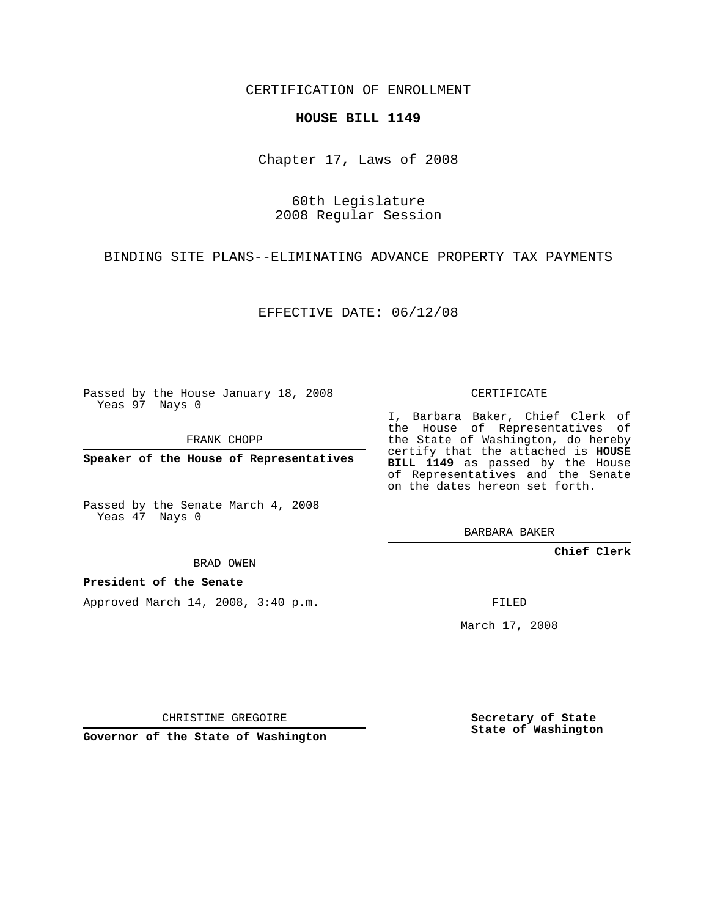CERTIFICATION OF ENROLLMENT

**HOUSE BILL 1149**

Chapter 17, Laws of 2008

60th Legislature
2008 Regular Session

BINDING SITE PLANS--ELIMINATING ADVANCE PROPERTY TAX PAYMENTS

EFFECTIVE DATE: 06/12/08

Passed by the House January 18, 2008
Yeas 97 Nays 0

FRANK CHOPP

**Speaker of the House of Representatives**

Passed by the Senate March 4, 2008
Yeas 47 Nays 0

BRAD OWEN

**President of the Senate**

Approved March 14, 2008, 3:40 p.m.

CHRISTINE GREGOIRE

**Governor of the State of Washington**

CERTIFICATE

I, Barbara Baker, Chief Clerk of the House of Representatives of the State of Washington, do hereby certify that the attached is **HOUSE BILL 1149** as passed by the House of Representatives and the Senate on the dates hereon set forth.

BARBARA BAKER

**Chief Clerk**

FILED

March 17, 2008

**Secretary of State**
**State of Washington**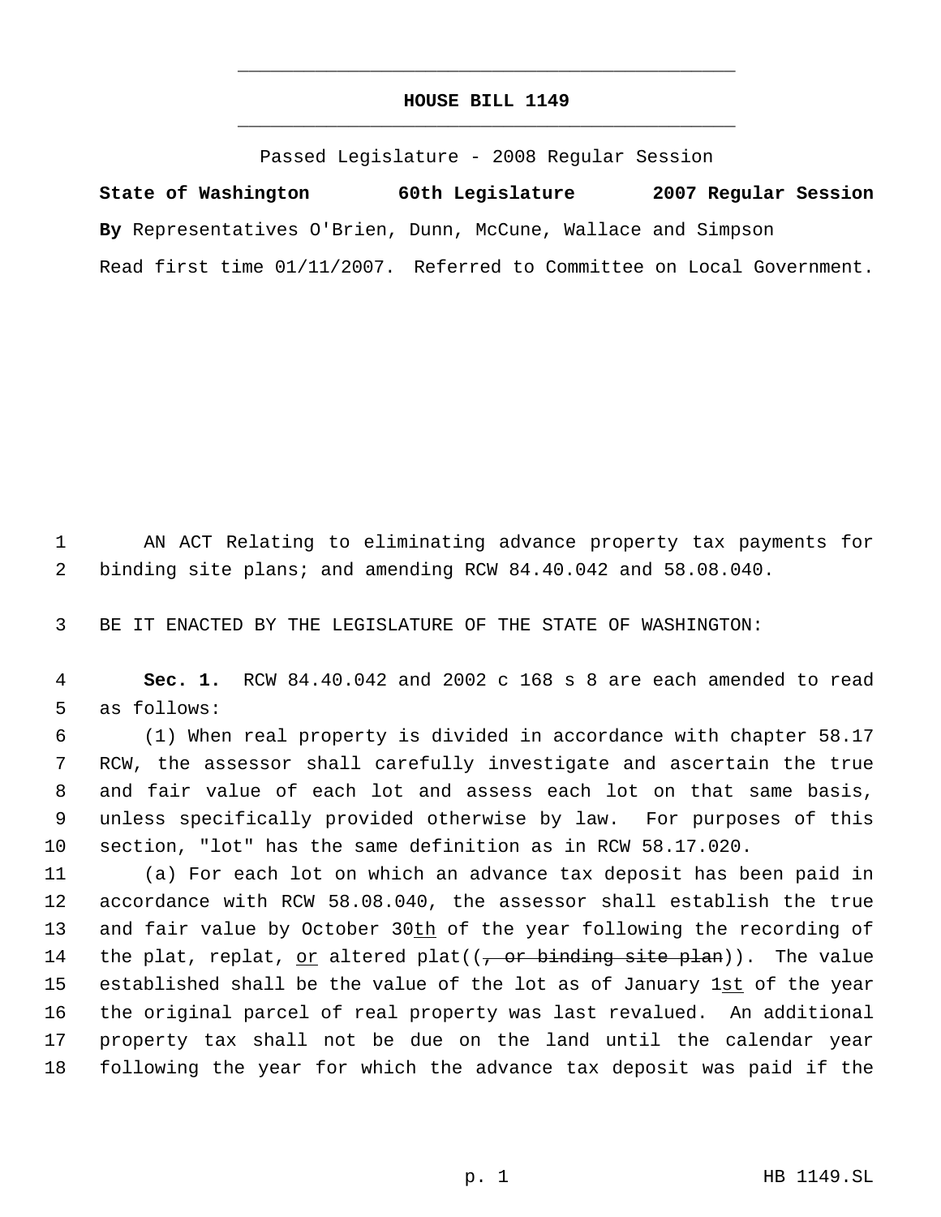# HOUSE BILL 1149

Passed Legislature - 2008 Regular Session

**State of Washington 60th Legislature 2007 Regular Session**

**By** Representatives O'Brien, Dunn, McCune, Wallace and Simpson

Read first time 01/11/2007. Referred to Committee on Local Government.

AN ACT Relating to eliminating advance property tax payments for binding site plans; and amending RCW 84.40.042 and 58.08.040.

BE IT ENACTED BY THE LEGISLATURE OF THE STATE OF WASHINGTON:

**Sec. 1.** RCW 84.40.042 and 2002 c 168 s 8 are each amended to read as follows:

(1) When real property is divided in accordance with chapter 58.17 RCW, the assessor shall carefully investigate and ascertain the true and fair value of each lot and assess each lot on that same basis, unless specifically provided otherwise by law. For purposes of this section, "lot" has the same definition as in RCW 58.17.020.

(a) For each lot on which an advance tax deposit has been paid in accordance with RCW 58.08.040, the assessor shall establish the true and fair value by October 30th of the year following the recording of the plat, replat, or altered plat((~~, or binding site plan~~)). The value established shall be the value of the lot as of January 1st of the year the original parcel of real property was last revalued. An additional property tax shall not be due on the land until the calendar year following the year for which the advance tax deposit was paid if the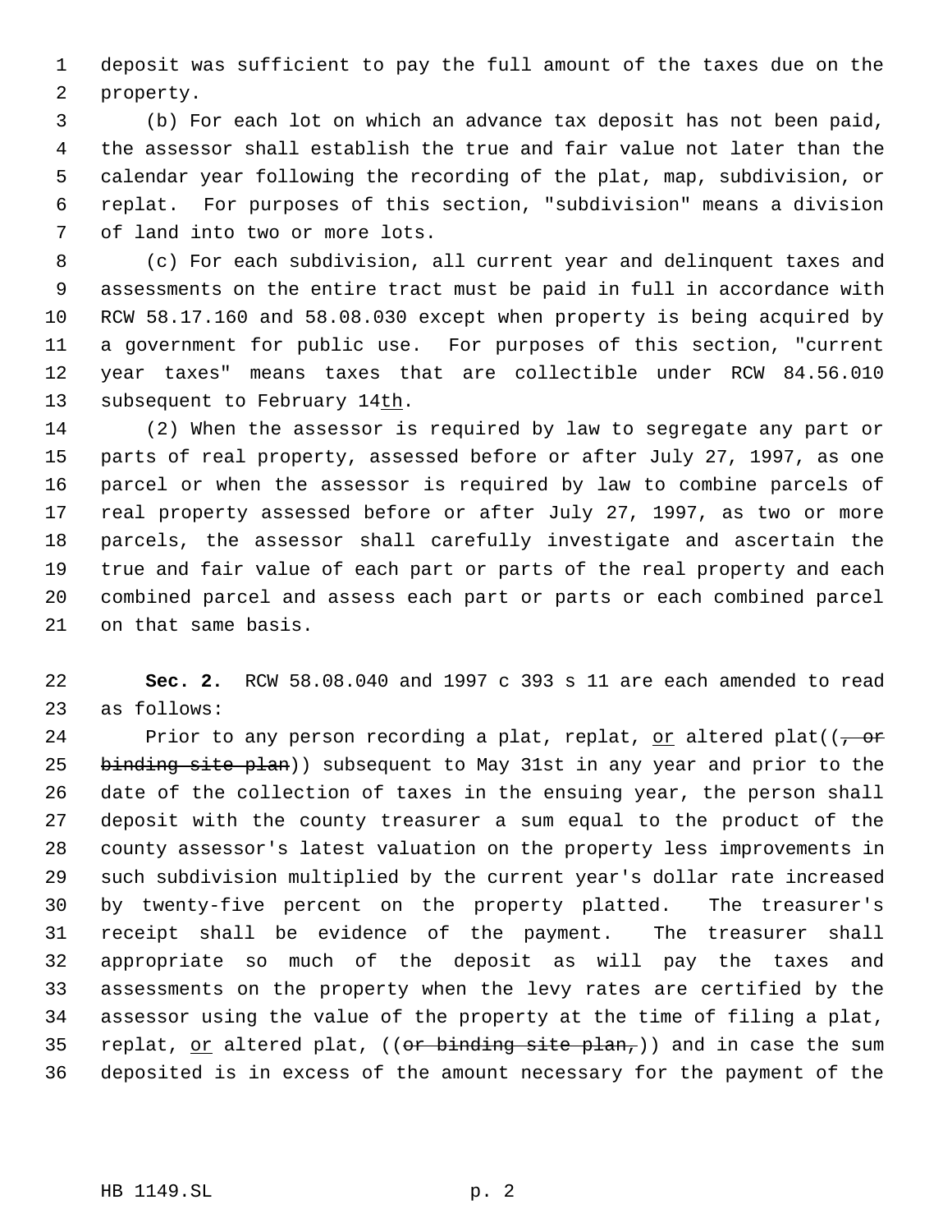deposit was sufficient to pay the full amount of the taxes due on the property.

(b) For each lot on which an advance tax deposit has not been paid, the assessor shall establish the true and fair value not later than the calendar year following the recording of the plat, map, subdivision, or replat. For purposes of this section, "subdivision" means a division of land into two or more lots.

(c) For each subdivision, all current year and delinquent taxes and assessments on the entire tract must be paid in full in accordance with RCW 58.17.160 and 58.08.030 except when property is being acquired by a government for public use. For purposes of this section, "current year taxes" means taxes that are collectible under RCW 84.56.010 subsequent to February 14<u>th</u>.

(2) When the assessor is required by law to segregate any part or parts of real property, assessed before or after July 27, 1997, as one parcel or when the assessor is required by law to combine parcels of real property assessed before or after July 27, 1997, as two or more parcels, the assessor shall carefully investigate and ascertain the true and fair value of each part or parts of the real property and each combined parcel and assess each part or parts or each combined parcel on that same basis.

**Sec. 2.** RCW 58.08.040 and 1997 c 393 s 11 are each amended to read as follows:

Prior to any person recording a plat, replat, <u>or</u> altered plat((~~, or binding site plan~~)) subsequent to May 31st in any year and prior to the date of the collection of taxes in the ensuing year, the person shall deposit with the county treasurer a sum equal to the product of the county assessor's latest valuation on the property less improvements in such subdivision multiplied by the current year's dollar rate increased by twenty-five percent on the property platted. The treasurer's receipt shall be evidence of the payment. The treasurer shall appropriate so much of the deposit as will pay the taxes and assessments on the property when the levy rates are certified by the assessor using the value of the property at the time of filing a plat, replat, <u>or</u> altered plat, ((~~or binding site plan,~~)) and in case the sum deposited is in excess of the amount necessary for the payment of the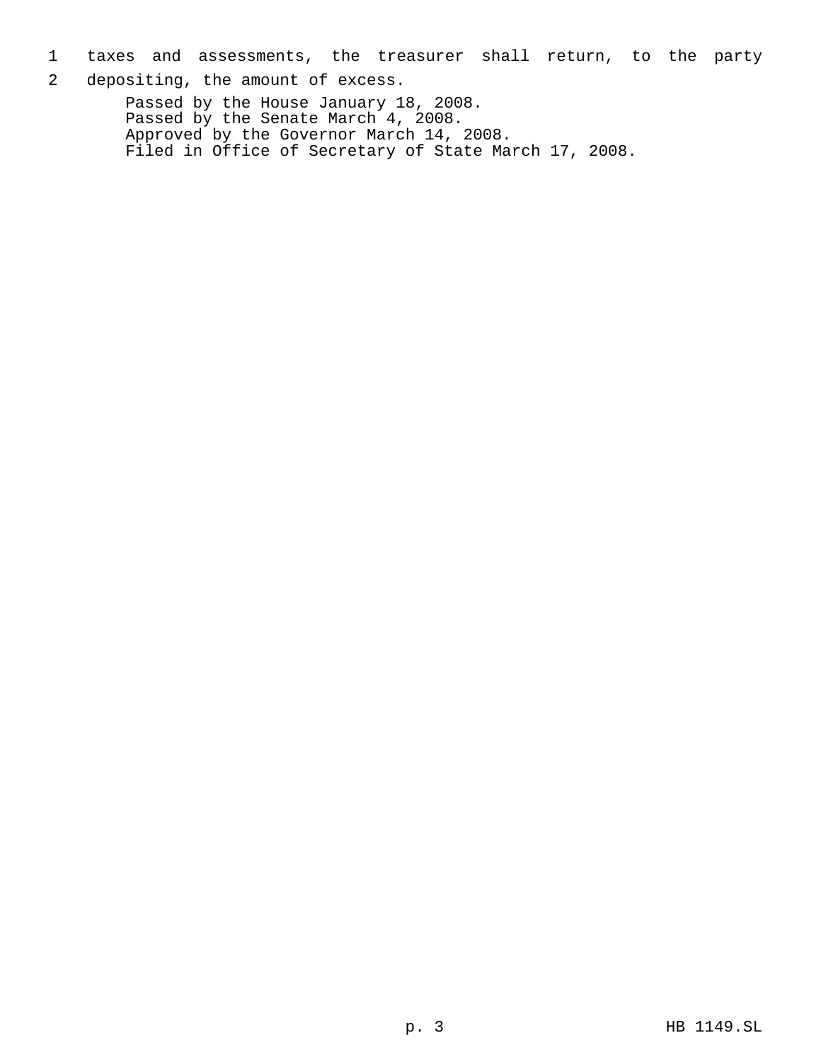taxes and assessments, the treasurer shall return, to the party depositing, the amount of excess.

Passed by the House January 18, 2008.
Passed by the Senate March 4, 2008.
Approved by the Governor March 14, 2008.
Filed in Office of Secretary of State March 17, 2008.